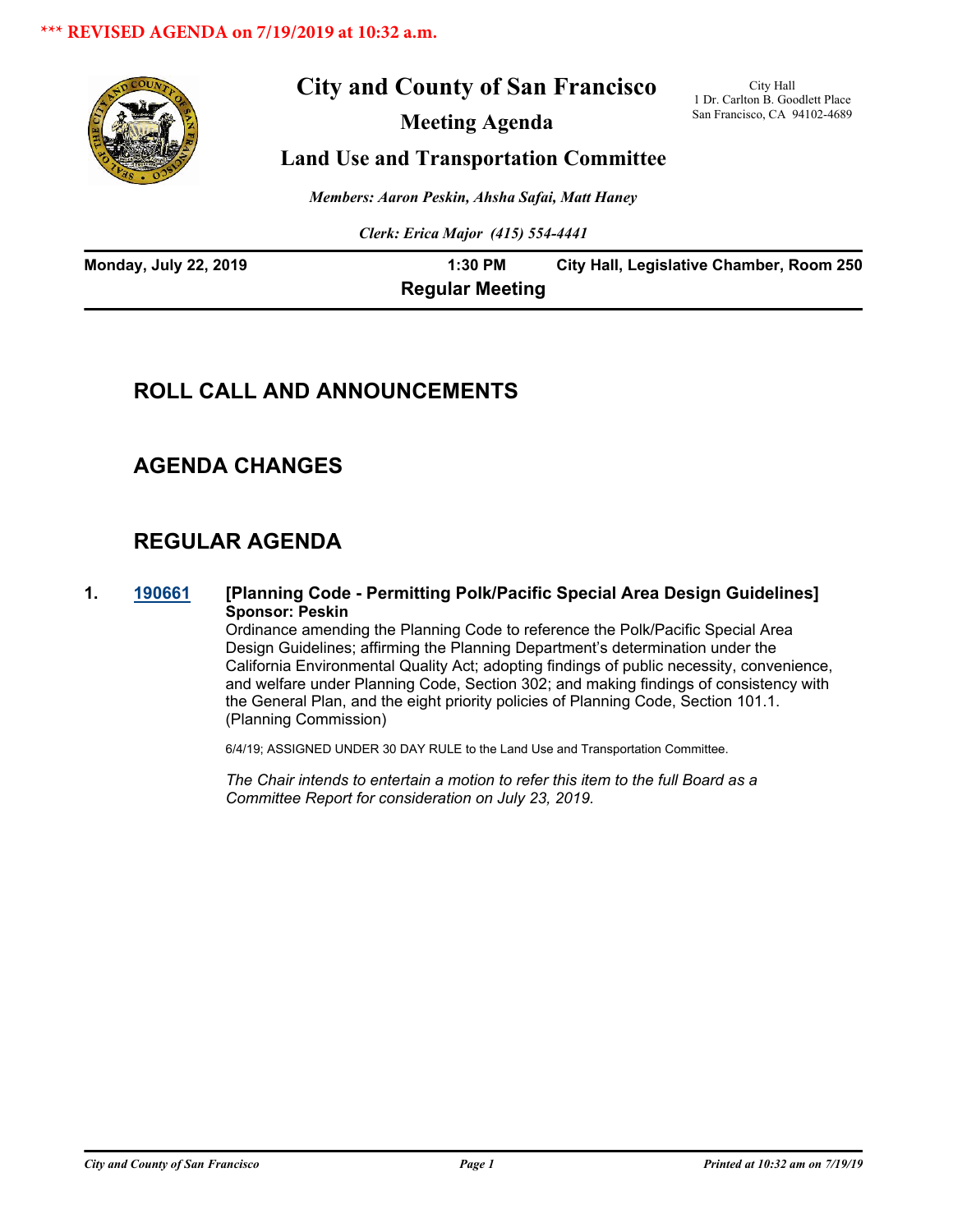\*\*\* REVISED AGENDA on 7/19/2019 at 10:32 a.m.

# City and County of San Francisco

## Meeting Agenda

## Land Use and Transportation Committee

City Hall
1 Dr. Carlton B. Goodlett Place
San Francisco, CA 94102-4689

*Members: Aaron Peskin, Ahsha Safai, Matt Haney*

*Clerk: Erica Major (415) 554-4441*

**Monday, July 22, 2019** **1:30 PM** **City Hall, Legislative Chamber, Room 250**

**Regular Meeting**

## ROLL CALL AND ANNOUNCEMENTS

## AGENDA CHANGES

## REGULAR AGENDA

**1. 190661** **[Planning Code - Permitting Polk/Pacific Special Area Design Guidelines]**
**Sponsor: Peskin**

Ordinance amending the Planning Code to reference the Polk/Pacific Special Area Design Guidelines; affirming the Planning Department's determination under the California Environmental Quality Act; adopting findings of public necessity, convenience, and welfare under Planning Code, Section 302; and making findings of consistency with the General Plan, and the eight priority policies of Planning Code, Section 101.1. (Planning Commission)

6/4/19; ASSIGNED UNDER 30 DAY RULE to the Land Use and Transportation Committee.

*The Chair intends to entertain a motion to refer this item to the full Board as a Committee Report for consideration on July 23, 2019.*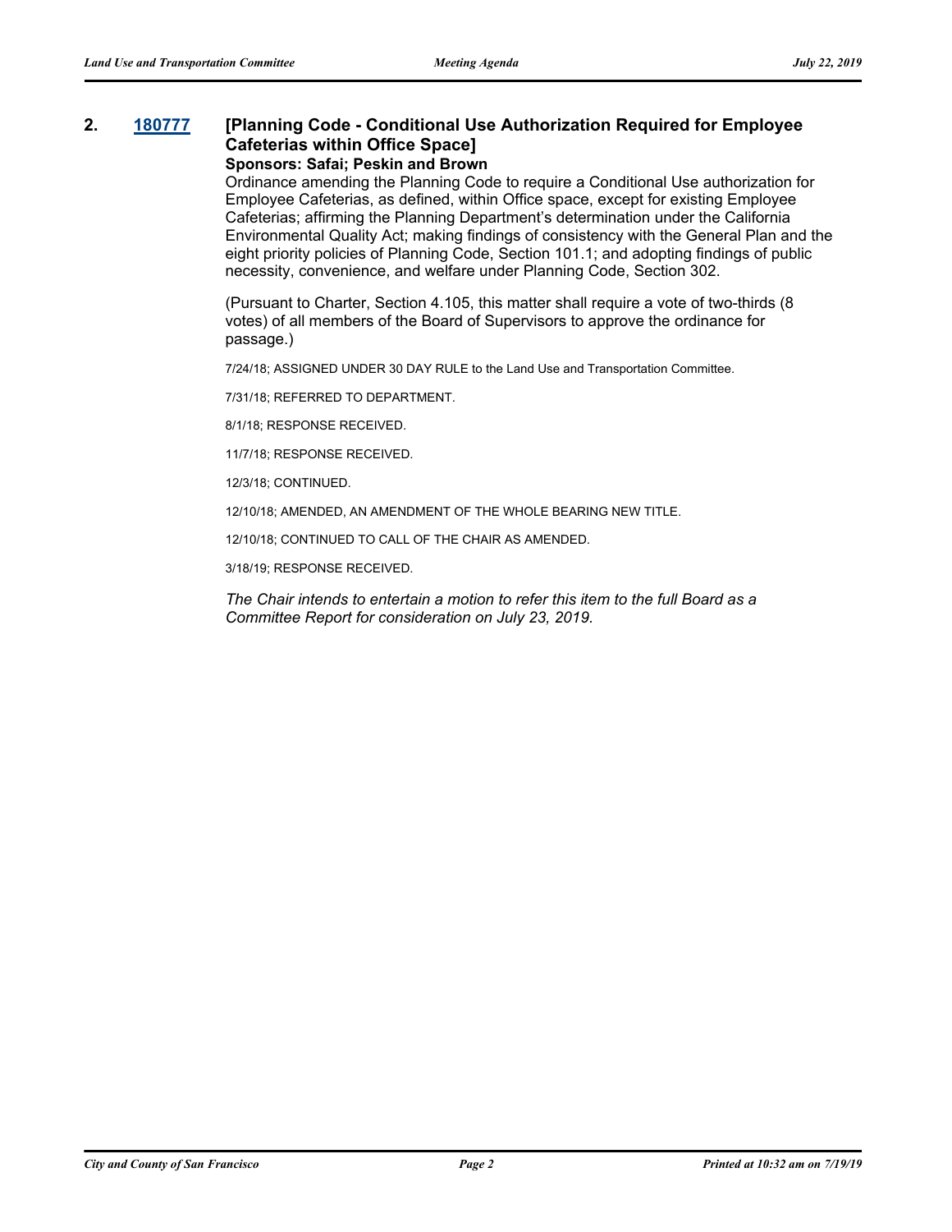**2. 180777 [Planning Code - Conditional Use Authorization Required for Employee Cafeterias within Office Space]**

**Sponsors: Safai; Peskin and Brown**

Ordinance amending the Planning Code to require a Conditional Use authorization for Employee Cafeterias, as defined, within Office space, except for existing Employee Cafeterias; affirming the Planning Department's determination under the California Environmental Quality Act; making findings of consistency with the General Plan and the eight priority policies of Planning Code, Section 101.1; and adopting findings of public necessity, convenience, and welfare under Planning Code, Section 302.

(Pursuant to Charter, Section 4.105, this matter shall require a vote of two-thirds (8 votes) of all members of the Board of Supervisors to approve the ordinance for passage.)

7/24/18; ASSIGNED UNDER 30 DAY RULE to the Land Use and Transportation Committee.

7/31/18; REFERRED TO DEPARTMENT.

8/1/18; RESPONSE RECEIVED.

11/7/18; RESPONSE RECEIVED.

12/3/18; CONTINUED.

12/10/18; AMENDED, AN AMENDMENT OF THE WHOLE BEARING NEW TITLE.

12/10/18; CONTINUED TO CALL OF THE CHAIR AS AMENDED.

3/18/19; RESPONSE RECEIVED.

*The Chair intends to entertain a motion to refer this item to the full Board as a Committee Report for consideration on July 23, 2019.*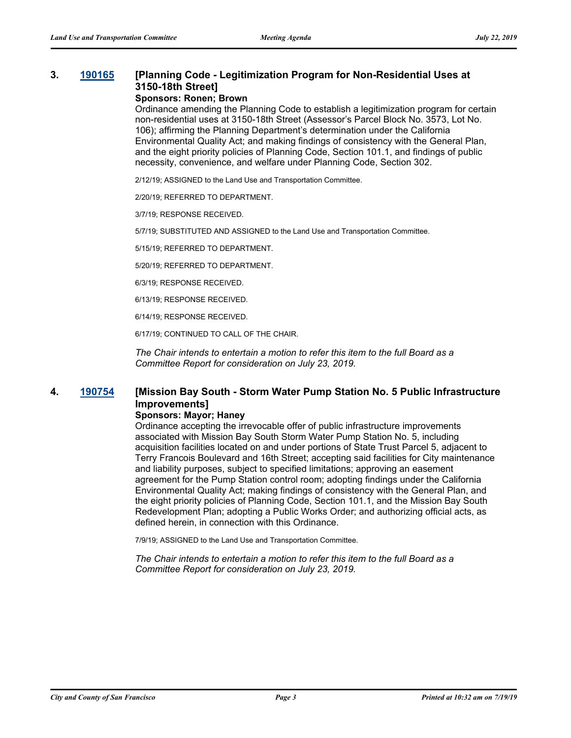### 3. 190165 [Planning Code - Legitimization Program for Non-Residential Uses at 3150-18th Street]

**Sponsors: Ronen; Brown**

Ordinance amending the Planning Code to establish a legitimization program for certain non-residential uses at 3150-18th Street (Assessor's Parcel Block No. 3573, Lot No. 106); affirming the Planning Department's determination under the California Environmental Quality Act; and making findings of consistency with the General Plan, and the eight priority policies of Planning Code, Section 101.1, and findings of public necessity, convenience, and welfare under Planning Code, Section 302.

2/12/19; ASSIGNED to the Land Use and Transportation Committee.

2/20/19; REFERRED TO DEPARTMENT.

3/7/19; RESPONSE RECEIVED.

5/7/19; SUBSTITUTED AND ASSIGNED to the Land Use and Transportation Committee.

5/15/19; REFERRED TO DEPARTMENT.

5/20/19; REFERRED TO DEPARTMENT.

6/3/19; RESPONSE RECEIVED.

6/13/19; RESPONSE RECEIVED.

6/14/19; RESPONSE RECEIVED.

6/17/19; CONTINUED TO CALL OF THE CHAIR.

*The Chair intends to entertain a motion to refer this item to the full Board as a Committee Report for consideration on July 23, 2019.*

### 4. 190754 [Mission Bay South - Storm Water Pump Station No. 5 Public Infrastructure Improvements]

**Sponsors: Mayor; Haney**

Ordinance accepting the irrevocable offer of public infrastructure improvements associated with Mission Bay South Storm Water Pump Station No. 5, including acquisition facilities located on and under portions of State Trust Parcel 5, adjacent to Terry Francois Boulevard and 16th Street; accepting said facilities for City maintenance and liability purposes, subject to specified limitations; approving an easement agreement for the Pump Station control room; adopting findings under the California Environmental Quality Act; making findings of consistency with the General Plan, and the eight priority policies of Planning Code, Section 101.1, and the Mission Bay South Redevelopment Plan; adopting a Public Works Order; and authorizing official acts, as defined herein, in connection with this Ordinance.

7/9/19; ASSIGNED to the Land Use and Transportation Committee.

*The Chair intends to entertain a motion to refer this item to the full Board as a Committee Report for consideration on July 23, 2019.*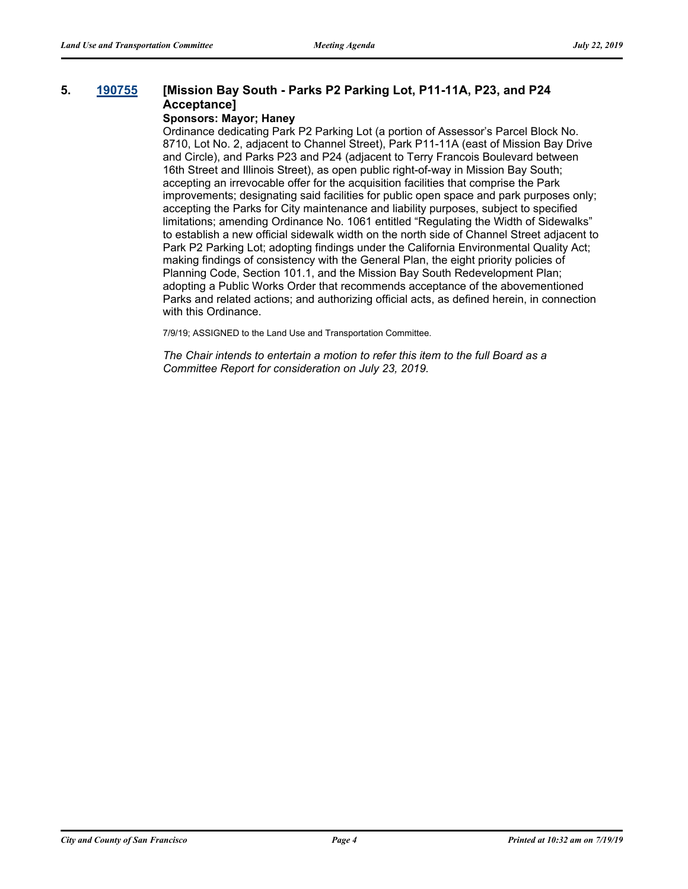**5. [190755](#) [Mission Bay South - Parks P2 Parking Lot, P11-11A, P23, and P24 Acceptance]**

**Sponsors: Mayor; Haney**

Ordinance dedicating Park P2 Parking Lot (a portion of Assessor's Parcel Block No. 8710, Lot No. 2, adjacent to Channel Street), Park P11-11A (east of Mission Bay Drive and Circle), and Parks P23 and P24 (adjacent to Terry Francois Boulevard between 16th Street and Illinois Street), as open public right-of-way in Mission Bay South; accepting an irrevocable offer for the acquisition facilities that comprise the Park improvements; designating said facilities for public open space and park purposes only; accepting the Parks for City maintenance and liability purposes, subject to specified limitations; amending Ordinance No. 1061 entitled "Regulating the Width of Sidewalks" to establish a new official sidewalk width on the north side of Channel Street adjacent to Park P2 Parking Lot; adopting findings under the California Environmental Quality Act; making findings of consistency with the General Plan, the eight priority policies of Planning Code, Section 101.1, and the Mission Bay South Redevelopment Plan; adopting a Public Works Order that recommends acceptance of the abovementioned Parks and related actions; and authorizing official acts, as defined herein, in connection with this Ordinance.

7/9/19; ASSIGNED to the Land Use and Transportation Committee.

*The Chair intends to entertain a motion to refer this item to the full Board as a Committee Report for consideration on July 23, 2019.*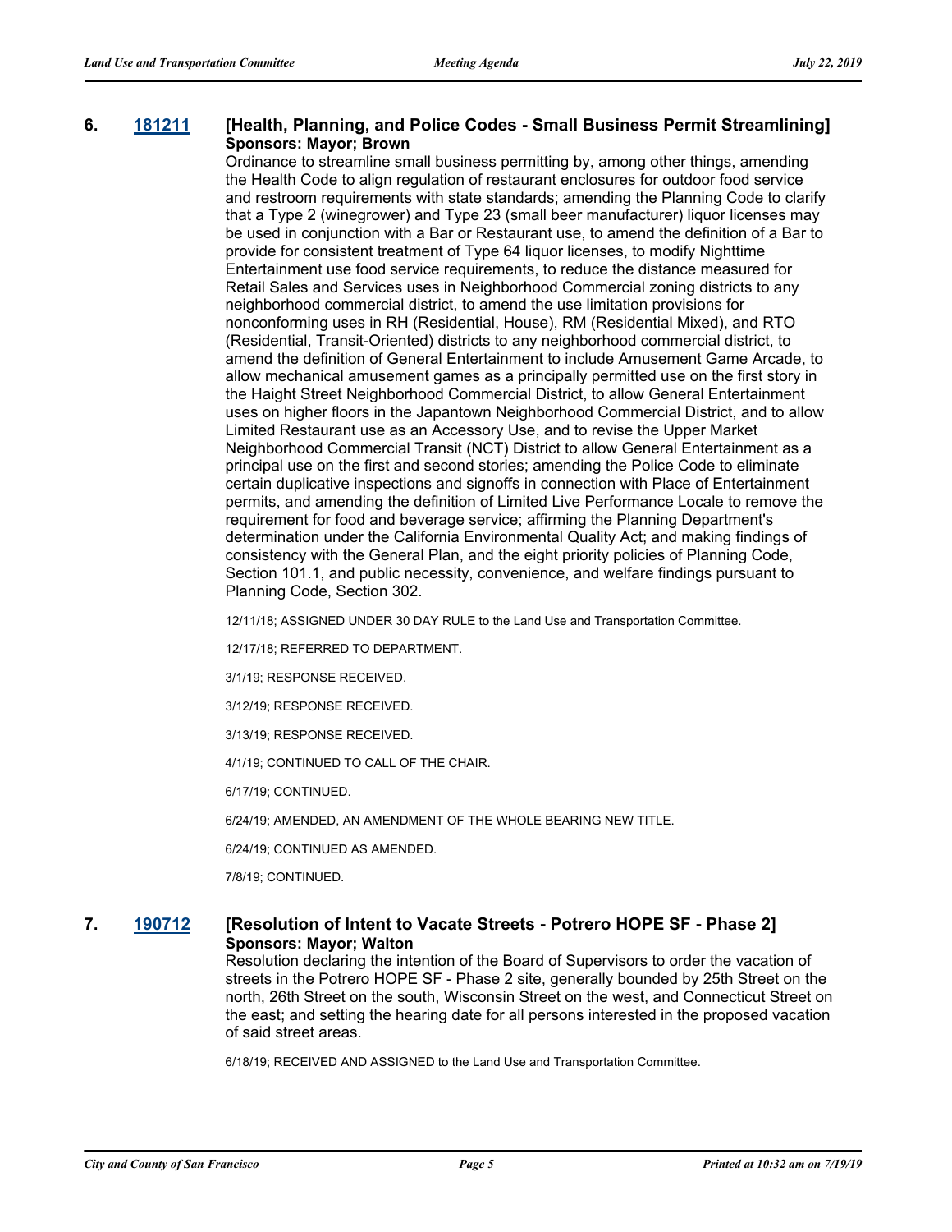## 6. [181211](#) [Health, Planning, and Police Codes - Small Business Permit Streamlining]

**Sponsors: Mayor; Brown**

Ordinance to streamline small business permitting by, among other things, amending the Health Code to align regulation of restaurant enclosures for outdoor food service and restroom requirements with state standards; amending the Planning Code to clarify that a Type 2 (winegrower) and Type 23 (small beer manufacturer) liquor licenses may be used in conjunction with a Bar or Restaurant use, to amend the definition of a Bar to provide for consistent treatment of Type 64 liquor licenses, to modify Nighttime Entertainment use food service requirements, to reduce the distance measured for Retail Sales and Services uses in Neighborhood Commercial zoning districts to any neighborhood commercial district, to amend the use limitation provisions for nonconforming uses in RH (Residential, House), RM (Residential Mixed), and RTO (Residential, Transit-Oriented) districts to any neighborhood commercial district, to amend the definition of General Entertainment to include Amusement Game Arcade, to allow mechanical amusement games as a principally permitted use on the first story in the Haight Street Neighborhood Commercial District, to allow General Entertainment uses on higher floors in the Japantown Neighborhood Commercial District, and to allow Limited Restaurant use as an Accessory Use, and to revise the Upper Market Neighborhood Commercial Transit (NCT) District to allow General Entertainment as a principal use on the first and second stories; amending the Police Code to eliminate certain duplicative inspections and signoffs in connection with Place of Entertainment permits, and amending the definition of Limited Live Performance Locale to remove the requirement for food and beverage service; affirming the Planning Department's determination under the California Environmental Quality Act; and making findings of consistency with the General Plan, and the eight priority policies of Planning Code, Section 101.1, and public necessity, convenience, and welfare findings pursuant to Planning Code, Section 302.

12/11/18; ASSIGNED UNDER 30 DAY RULE to the Land Use and Transportation Committee.

12/17/18; REFERRED TO DEPARTMENT.

3/1/19; RESPONSE RECEIVED.

3/12/19; RESPONSE RECEIVED.

3/13/19; RESPONSE RECEIVED.

4/1/19; CONTINUED TO CALL OF THE CHAIR.

6/17/19; CONTINUED.

6/24/19; AMENDED, AN AMENDMENT OF THE WHOLE BEARING NEW TITLE.

6/24/19; CONTINUED AS AMENDED.

7/8/19; CONTINUED.

## 7. [190712](#) [Resolution of Intent to Vacate Streets - Potrero HOPE SF - Phase 2]

**Sponsors: Mayor; Walton**

Resolution declaring the intention of the Board of Supervisors to order the vacation of streets in the Potrero HOPE SF - Phase 2 site, generally bounded by 25th Street on the north, 26th Street on the south, Wisconsin Street on the west, and Connecticut Street on the east; and setting the hearing date for all persons interested in the proposed vacation of said street areas.

6/18/19; RECEIVED AND ASSIGNED to the Land Use and Transportation Committee.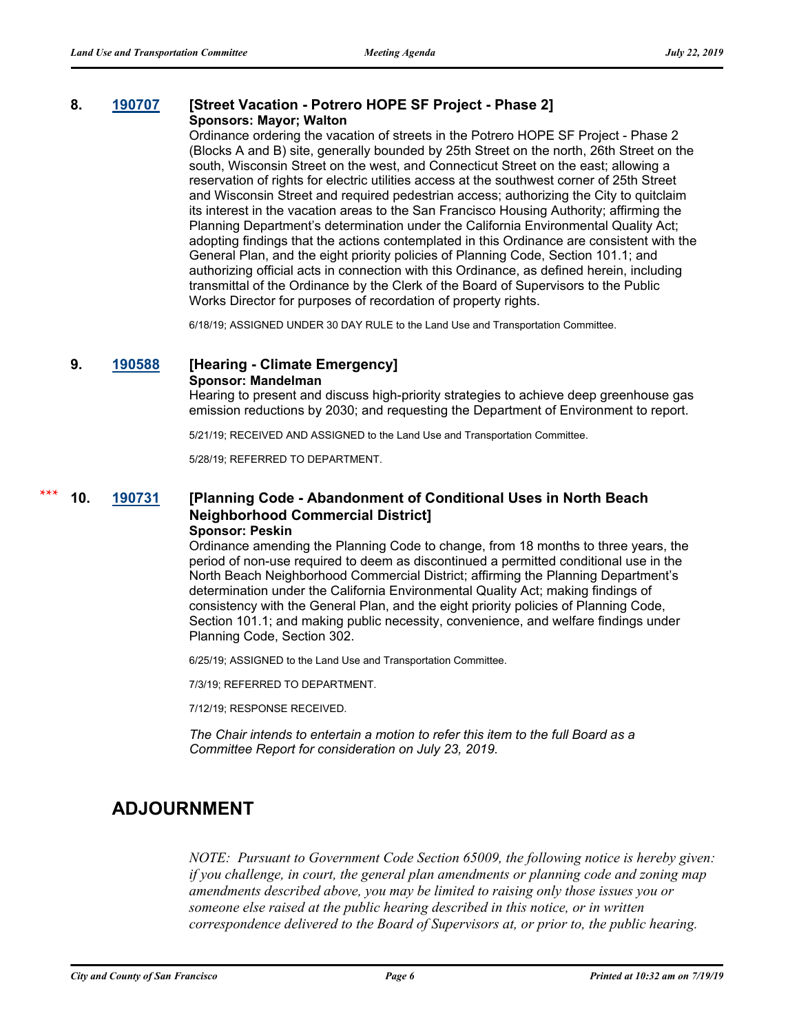**8. 190707 [Street Vacation - Potrero HOPE SF Project - Phase 2]**

**Sponsors: Mayor; Walton**

Ordinance ordering the vacation of streets in the Potrero HOPE SF Project - Phase 2 (Blocks A and B) site, generally bounded by 25th Street on the north, 26th Street on the south, Wisconsin Street on the west, and Connecticut Street on the east; allowing a reservation of rights for electric utilities access at the southwest corner of 25th Street and Wisconsin Street and required pedestrian access; authorizing the City to quitclaim its interest in the vacation areas to the San Francisco Housing Authority; affirming the Planning Department's determination under the California Environmental Quality Act; adopting findings that the actions contemplated in this Ordinance are consistent with the General Plan, and the eight priority policies of Planning Code, Section 101.1; and authorizing official acts in connection with this Ordinance, as defined herein, including transmittal of the Ordinance by the Clerk of the Board of Supervisors to the Public Works Director for purposes of recordation of property rights.

6/18/19; ASSIGNED UNDER 30 DAY RULE to the Land Use and Transportation Committee.

**9. 190588 [Hearing - Climate Emergency]**

**Sponsor: Mandelman**

Hearing to present and discuss high-priority strategies to achieve deep greenhouse gas emission reductions by 2030; and requesting the Department of Environment to report.

5/21/19; RECEIVED AND ASSIGNED to the Land Use and Transportation Committee.

5/28/19; REFERRED TO DEPARTMENT.

*** **10. 190731 [Planning Code - Abandonment of Conditional Uses in North Beach Neighborhood Commercial District]**

**Sponsor: Peskin**

Ordinance amending the Planning Code to change, from 18 months to three years, the period of non-use required to deem as discontinued a permitted conditional use in the North Beach Neighborhood Commercial District; affirming the Planning Department's determination under the California Environmental Quality Act; making findings of consistency with the General Plan, and the eight priority policies of Planning Code, Section 101.1; and making public necessity, convenience, and welfare findings under Planning Code, Section 302.

6/25/19; ASSIGNED to the Land Use and Transportation Committee.

7/3/19; REFERRED TO DEPARTMENT.

7/12/19; RESPONSE RECEIVED.

*The Chair intends to entertain a motion to refer this item to the full Board as a Committee Report for consideration on July 23, 2019.*

## ADJOURNMENT

*NOTE: Pursuant to Government Code Section 65009, the following notice is hereby given: if you challenge, in court, the general plan amendments or planning code and zoning map amendments described above, you may be limited to raising only those issues you or someone else raised at the public hearing described in this notice, or in written correspondence delivered to the Board of Supervisors at, or prior to, the public hearing.*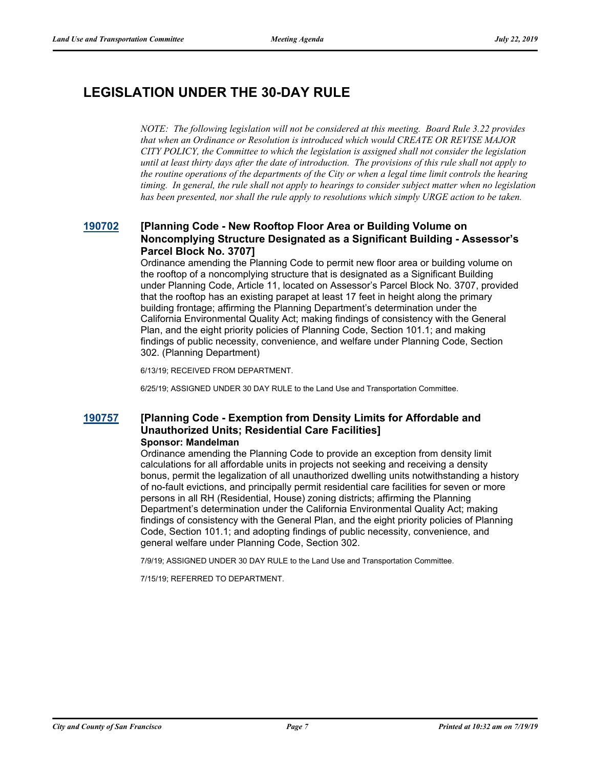# LEGISLATION UNDER THE 30-DAY RULE

*NOTE: The following legislation will not be considered at this meeting. Board Rule 3.22 provides that when an Ordinance or Resolution is introduced which would CREATE OR REVISE MAJOR CITY POLICY, the Committee to which the legislation is assigned shall not consider the legislation until at least thirty days after the date of introduction. The provisions of this rule shall not apply to the routine operations of the departments of the City or when a legal time limit controls the hearing timing. In general, the rule shall not apply to hearings to consider subject matter when no legislation has been presented, nor shall the rule apply to resolutions which simply URGE action to be taken.*

### 190702 [Planning Code - New Rooftop Floor Area or Building Volume on Noncomplying Structure Designated as a Significant Building - Assessor's Parcel Block No. 3707]

Ordinance amending the Planning Code to permit new floor area or building volume on the rooftop of a noncomplying structure that is designated as a Significant Building under Planning Code, Article 11, located on Assessor's Parcel Block No. 3707, provided that the rooftop has an existing parapet at least 17 feet in height along the primary building frontage; affirming the Planning Department's determination under the California Environmental Quality Act; making findings of consistency with the General Plan, and the eight priority policies of Planning Code, Section 101.1; and making findings of public necessity, convenience, and welfare under Planning Code, Section 302. (Planning Department)

6/13/19; RECEIVED FROM DEPARTMENT.

6/25/19; ASSIGNED UNDER 30 DAY RULE to the Land Use and Transportation Committee.

### 190757 [Planning Code - Exemption from Density Limits for Affordable and Unauthorized Units; Residential Care Facilities]

**Sponsor: Mandelman**

Ordinance amending the Planning Code to provide an exception from density limit calculations for all affordable units in projects not seeking and receiving a density bonus, permit the legalization of all unauthorized dwelling units notwithstanding a history of no-fault evictions, and principally permit residential care facilities for seven or more persons in all RH (Residential, House) zoning districts; affirming the Planning Department's determination under the California Environmental Quality Act; making findings of consistency with the General Plan, and the eight priority policies of Planning Code, Section 101.1; and adopting findings of public necessity, convenience, and general welfare under Planning Code, Section 302.

7/9/19; ASSIGNED UNDER 30 DAY RULE to the Land Use and Transportation Committee.

7/15/19; REFERRED TO DEPARTMENT.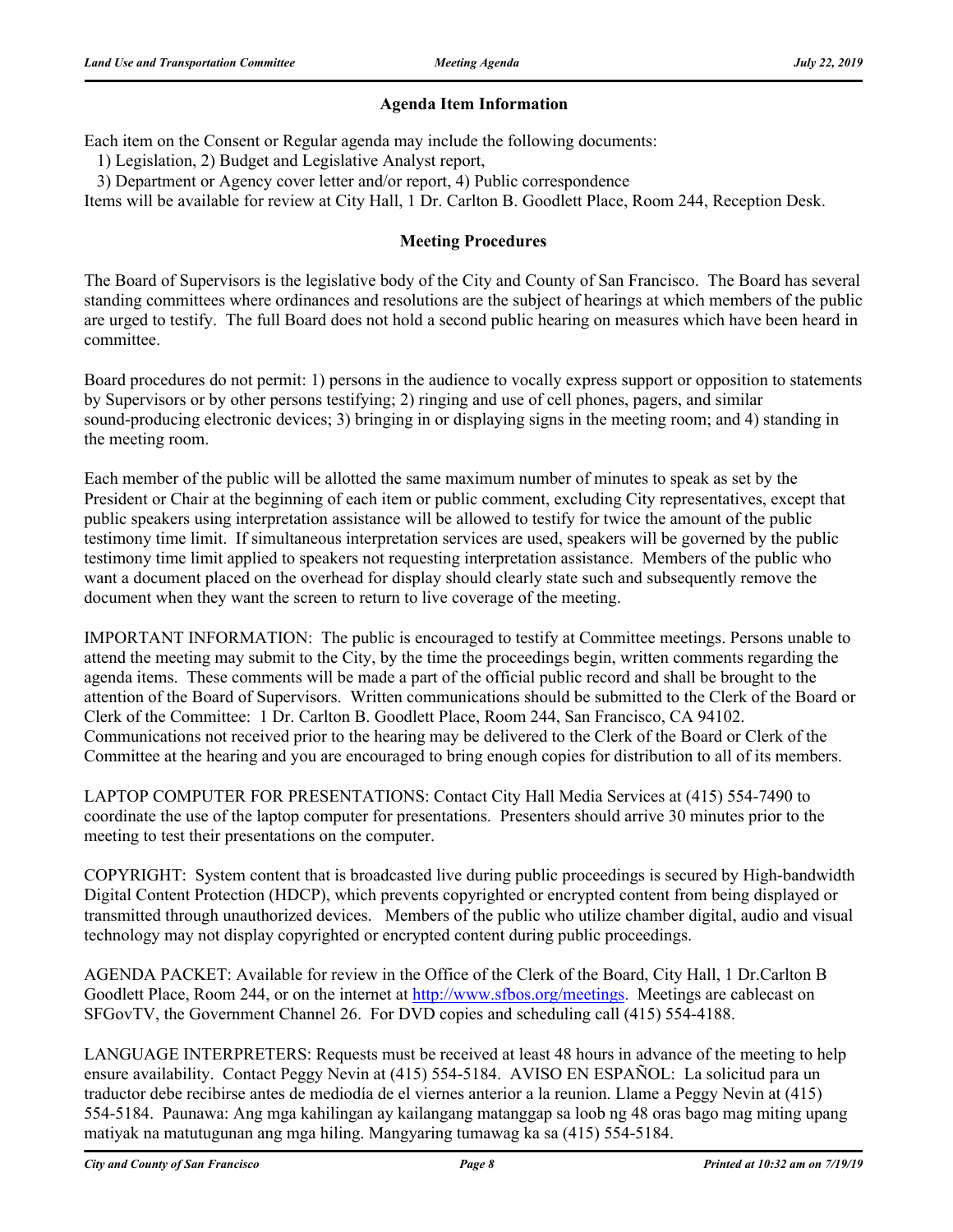### Agenda Item Information

Each item on the Consent or Regular agenda may include the following documents:

1) Legislation, 2) Budget and Legislative Analyst report,

3) Department or Agency cover letter and/or report, 4) Public correspondence

Items will be available for review at City Hall, 1 Dr. Carlton B. Goodlett Place, Room 244, Reception Desk.

### Meeting Procedures

The Board of Supervisors is the legislative body of the City and County of San Francisco. The Board has several standing committees where ordinances and resolutions are the subject of hearings at which members of the public are urged to testify. The full Board does not hold a second public hearing on measures which have been heard in committee.

Board procedures do not permit: 1) persons in the audience to vocally express support or opposition to statements by Supervisors or by other persons testifying; 2) ringing and use of cell phones, pagers, and similar sound-producing electronic devices; 3) bringing in or displaying signs in the meeting room; and 4) standing in the meeting room.

Each member of the public will be allotted the same maximum number of minutes to speak as set by the President or Chair at the beginning of each item or public comment, excluding City representatives, except that public speakers using interpretation assistance will be allowed to testify for twice the amount of the public testimony time limit. If simultaneous interpretation services are used, speakers will be governed by the public testimony time limit applied to speakers not requesting interpretation assistance. Members of the public who want a document placed on the overhead for display should clearly state such and subsequently remove the document when they want the screen to return to live coverage of the meeting.

IMPORTANT INFORMATION: The public is encouraged to testify at Committee meetings. Persons unable to attend the meeting may submit to the City, by the time the proceedings begin, written comments regarding the agenda items. These comments will be made a part of the official public record and shall be brought to the attention of the Board of Supervisors. Written communications should be submitted to the Clerk of the Board or Clerk of the Committee: 1 Dr. Carlton B. Goodlett Place, Room 244, San Francisco, CA 94102. Communications not received prior to the hearing may be delivered to the Clerk of the Board or Clerk of the Committee at the hearing and you are encouraged to bring enough copies for distribution to all of its members.

LAPTOP COMPUTER FOR PRESENTATIONS: Contact City Hall Media Services at (415) 554-7490 to coordinate the use of the laptop computer for presentations. Presenters should arrive 30 minutes prior to the meeting to test their presentations on the computer.

COPYRIGHT: System content that is broadcasted live during public proceedings is secured by High-bandwidth Digital Content Protection (HDCP), which prevents copyrighted or encrypted content from being displayed or transmitted through unauthorized devices. Members of the public who utilize chamber digital, audio and visual technology may not display copyrighted or encrypted content during public proceedings.

AGENDA PACKET: Available for review in the Office of the Clerk of the Board, City Hall, 1 Dr.Carlton B Goodlett Place, Room 244, or on the internet at http://www.sfbos.org/meetings. Meetings are cablecast on SFGovTV, the Government Channel 26. For DVD copies and scheduling call (415) 554-4188.

LANGUAGE INTERPRETERS: Requests must be received at least 48 hours in advance of the meeting to help ensure availability. Contact Peggy Nevin at (415) 554-5184. AVISO EN ESPAÑOL: La solicitud para un traductor debe recibirse antes de mediodía de el viernes anterior a la reunion. Llame a Peggy Nevin at (415) 554-5184. Paunawa: Ang mga kahilingan ay kailangang matanggap sa loob ng 48 oras bago mag miting upang matiyak na matutugunan ang mga hiling. Mangyaring tumawag ka sa (415) 554-5184.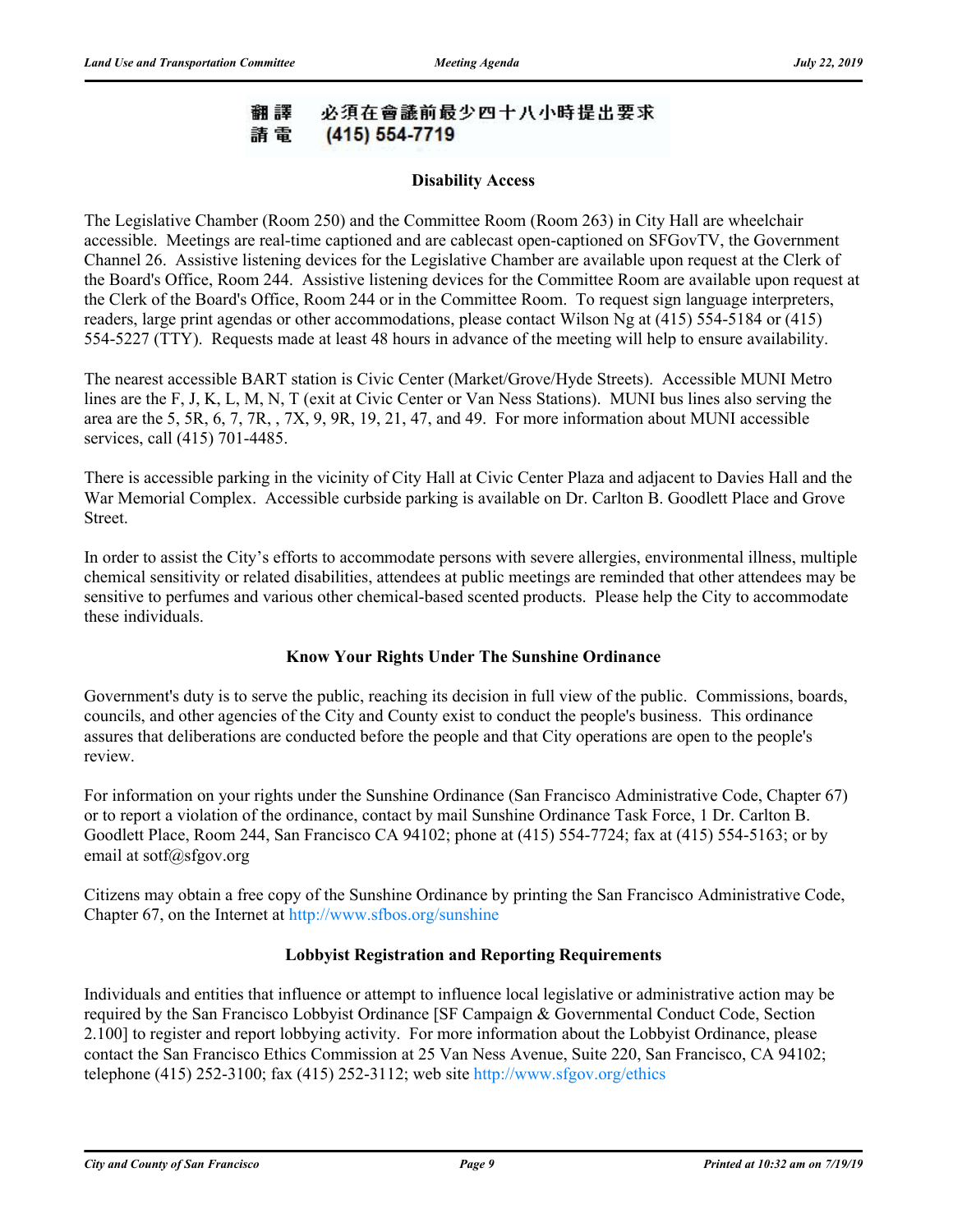翻譯　必須在會議前最少四十八小時提出要求
請電　(415) 554-7719

### Disability Access

The Legislative Chamber (Room 250) and the Committee Room (Room 263) in City Hall are wheelchair accessible. Meetings are real-time captioned and are cablecast open-captioned on SFGovTV, the Government Channel 26. Assistive listening devices for the Legislative Chamber are available upon request at the Clerk of the Board's Office, Room 244. Assistive listening devices for the Committee Room are available upon request at the Clerk of the Board's Office, Room 244 or in the Committee Room. To request sign language interpreters, readers, large print agendas or other accommodations, please contact Wilson Ng at (415) 554-5184 or (415) 554-5227 (TTY). Requests made at least 48 hours in advance of the meeting will help to ensure availability.

The nearest accessible BART station is Civic Center (Market/Grove/Hyde Streets). Accessible MUNI Metro lines are the F, J, K, L, M, N, T (exit at Civic Center or Van Ness Stations). MUNI bus lines also serving the area are the 5, 5R, 6, 7, 7R, , 7X, 9, 9R, 19, 21, 47, and 49. For more information about MUNI accessible services, call (415) 701-4485.

There is accessible parking in the vicinity of City Hall at Civic Center Plaza and adjacent to Davies Hall and the War Memorial Complex. Accessible curbside parking is available on Dr. Carlton B. Goodlett Place and Grove Street.

In order to assist the City's efforts to accommodate persons with severe allergies, environmental illness, multiple chemical sensitivity or related disabilities, attendees at public meetings are reminded that other attendees may be sensitive to perfumes and various other chemical-based scented products. Please help the City to accommodate these individuals.

### Know Your Rights Under The Sunshine Ordinance

Government's duty is to serve the public, reaching its decision in full view of the public. Commissions, boards, councils, and other agencies of the City and County exist to conduct the people's business. This ordinance assures that deliberations are conducted before the people and that City operations are open to the people's review.

For information on your rights under the Sunshine Ordinance (San Francisco Administrative Code, Chapter 67) or to report a violation of the ordinance, contact by mail Sunshine Ordinance Task Force, 1 Dr. Carlton B. Goodlett Place, Room 244, San Francisco CA 94102; phone at (415) 554-7724; fax at (415) 554-5163; or by email at sotf@sfgov.org

Citizens may obtain a free copy of the Sunshine Ordinance by printing the San Francisco Administrative Code, Chapter 67, on the Internet at http://www.sfbos.org/sunshine

### Lobbyist Registration and Reporting Requirements

Individuals and entities that influence or attempt to influence local legislative or administrative action may be required by the San Francisco Lobbyist Ordinance [SF Campaign & Governmental Conduct Code, Section 2.100] to register and report lobbying activity. For more information about the Lobbyist Ordinance, please contact the San Francisco Ethics Commission at 25 Van Ness Avenue, Suite 220, San Francisco, CA 94102; telephone (415) 252-3100; fax (415) 252-3112; web site http://www.sfgov.org/ethics